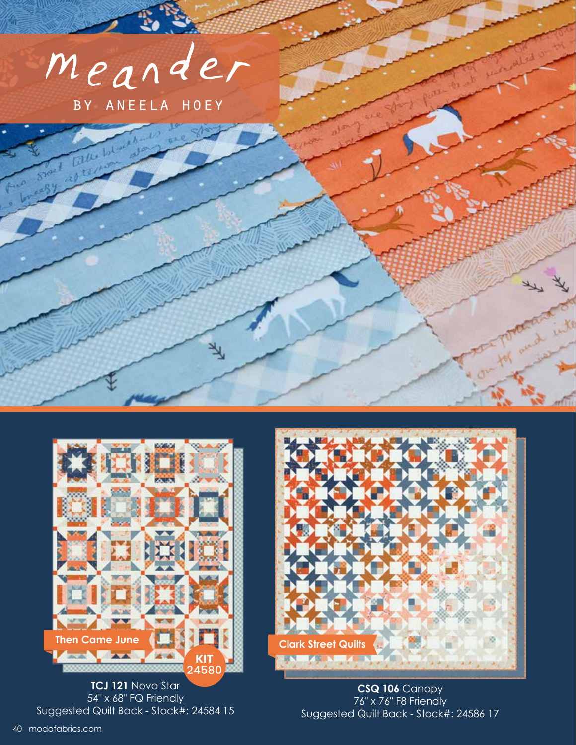# meander

BY ANEELA HOEY

Then Came June

KIT 24580

**TCJ 121** Nova Star
54" x 68" FQ Friendly
Suggested Quilt Back - Stock#: 24584 15

Clark Street Quilts

**CSQ 106** Canopy
76" x 76" F8 Friendly
Suggested Quilt Back - Stock#: 24586 17

modafabrics.com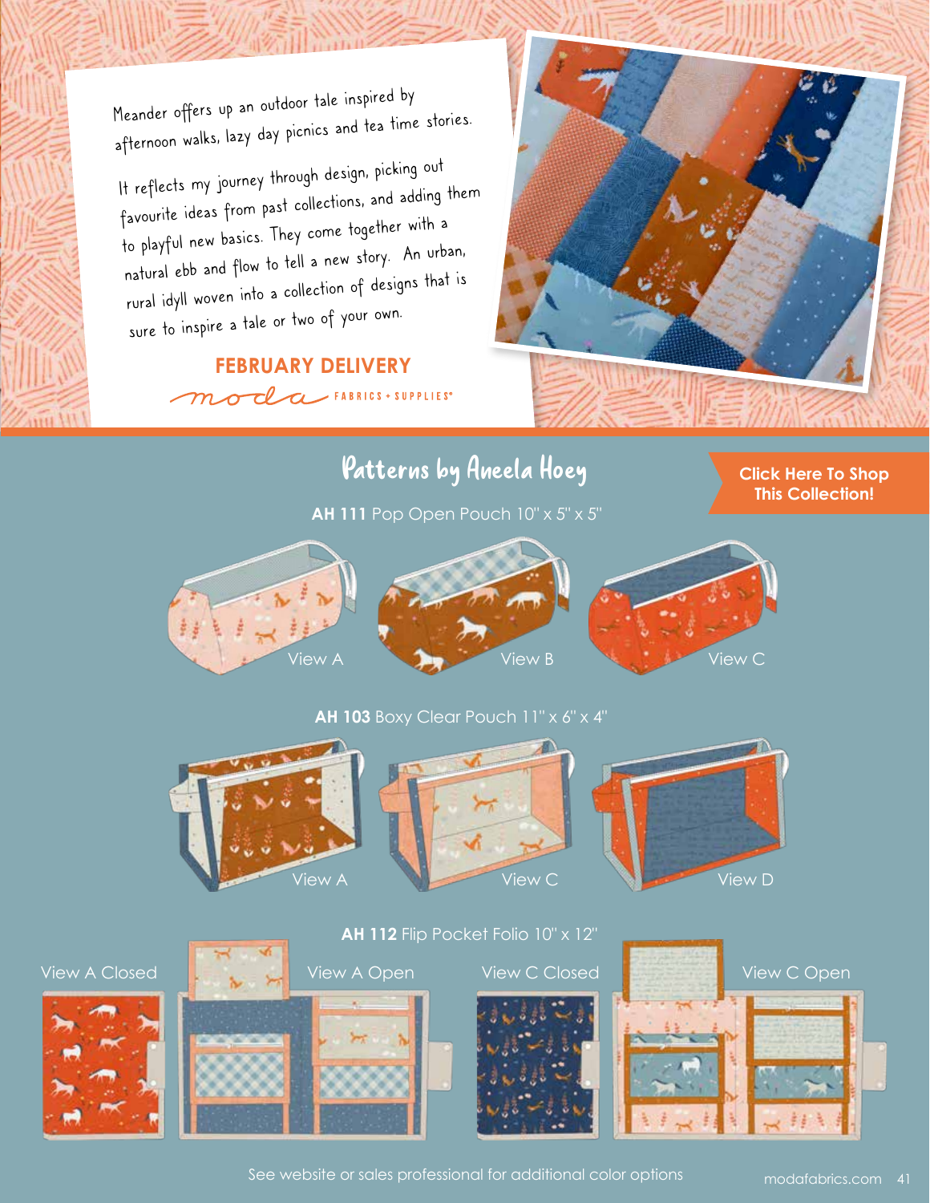Meander offers up an outdoor tale inspired by afternoon walks, lazy day picnics and tea time stories.

It reflects my journey through design, picking out favourite ideas from past collections, and adding them to playful new basics. They come together with a natural ebb and flow to tell a new story. An urban, rural idyll woven into a collection of designs that is sure to inspire a tale or two of your own.

**FEBRUARY DELIVERY**

moda FABRICS + SUPPLIES®

## Patterns by Aneela Hoey

**Click Here To Shop This Collection!**

**AH 111** Pop Open Pouch 10" x 5" x 5"

View A View B View C

**AH 103** Boxy Clear Pouch 11" x 6" x 4"

View A View C View D

**AH 112** Flip Pocket Folio 10" x 12"

View A Closed View A Open View C Closed View C Open

See website or sales professional for additional color options

modafabrics.com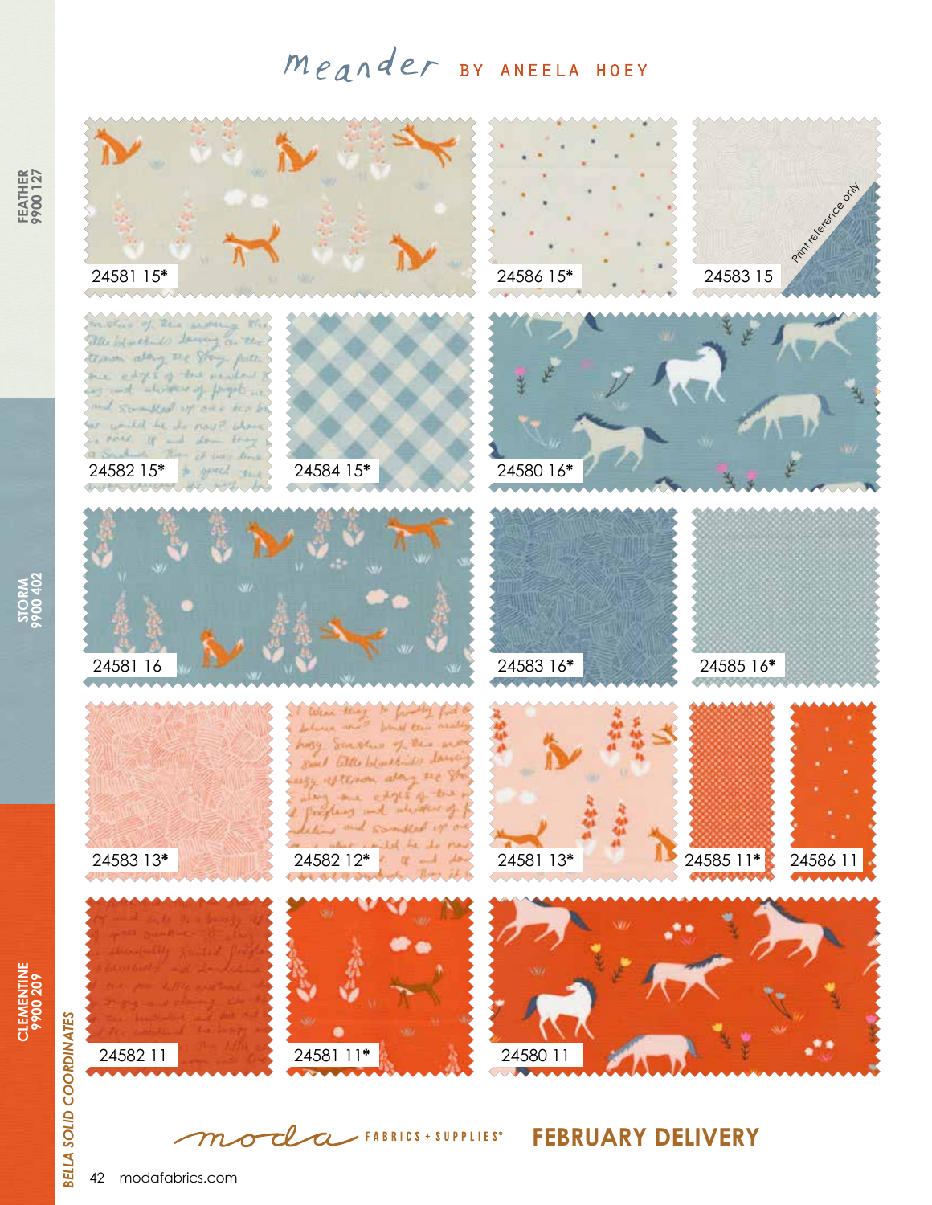# Meander BY ANEELA HOEY

FEATHER 9900 127

STORM 9900 402

CLEMENTINE 9900 209

*BELLA SOLID COORDINATES*

24581 15*

24586 15*

24583 15

Print reference only

24582 15*

24584 15*

24580 16*

24581 16

24583 16*

24585 16*

24583 13*

24582 12*

24581 13*

24585 11*

24586 11

24582 11

24581 11*

24580 11

moda FABRICS + SUPPLIES®

**FEBRUARY DELIVERY**

modafabrics.com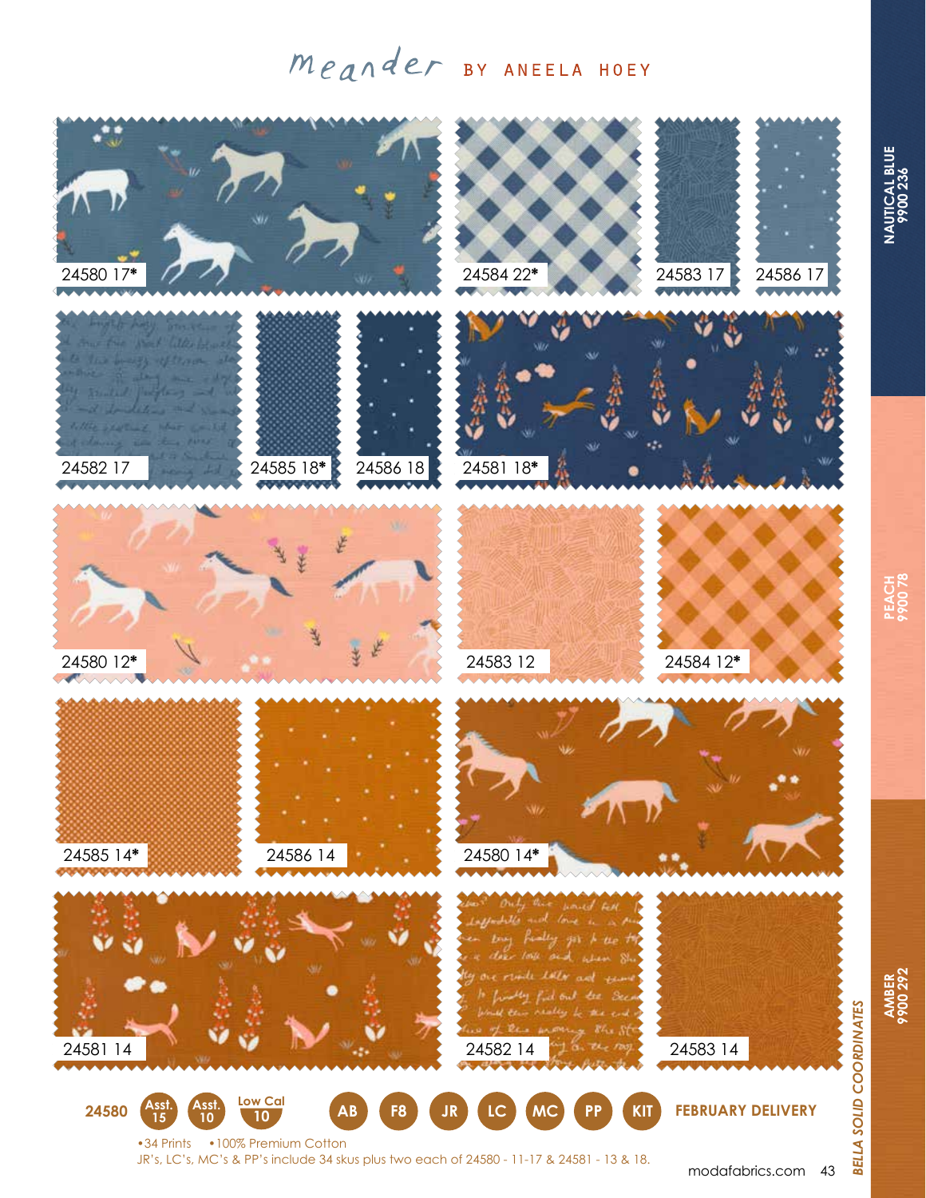# Meander BY ANEELA HOEY

24580 17*

24584 22*

24583 17

24586 17

24582 17

24585 18*

24586 18

24581 18*

24580 12*

24583 12

24584 12*

24585 14*

24586 14

24580 14*

24581 14

24582 14

24583 14

NAUTICAL BLUE 9900 236

PEACH 9900 78

AMBER 9900 292

BELLA SOLID COORDINATES

24580 Asst. 15 Asst. 10 Low Cal 10 AB F8 JR LC MC PP KIT **FEBRUARY DELIVERY**

•34 Prints •100% Premium Cotton

JR's, LC's, MC's & PP's include 34 skus plus two each of 24580 - 11-17 & 24581 - 13 & 18.

modafabrics.com